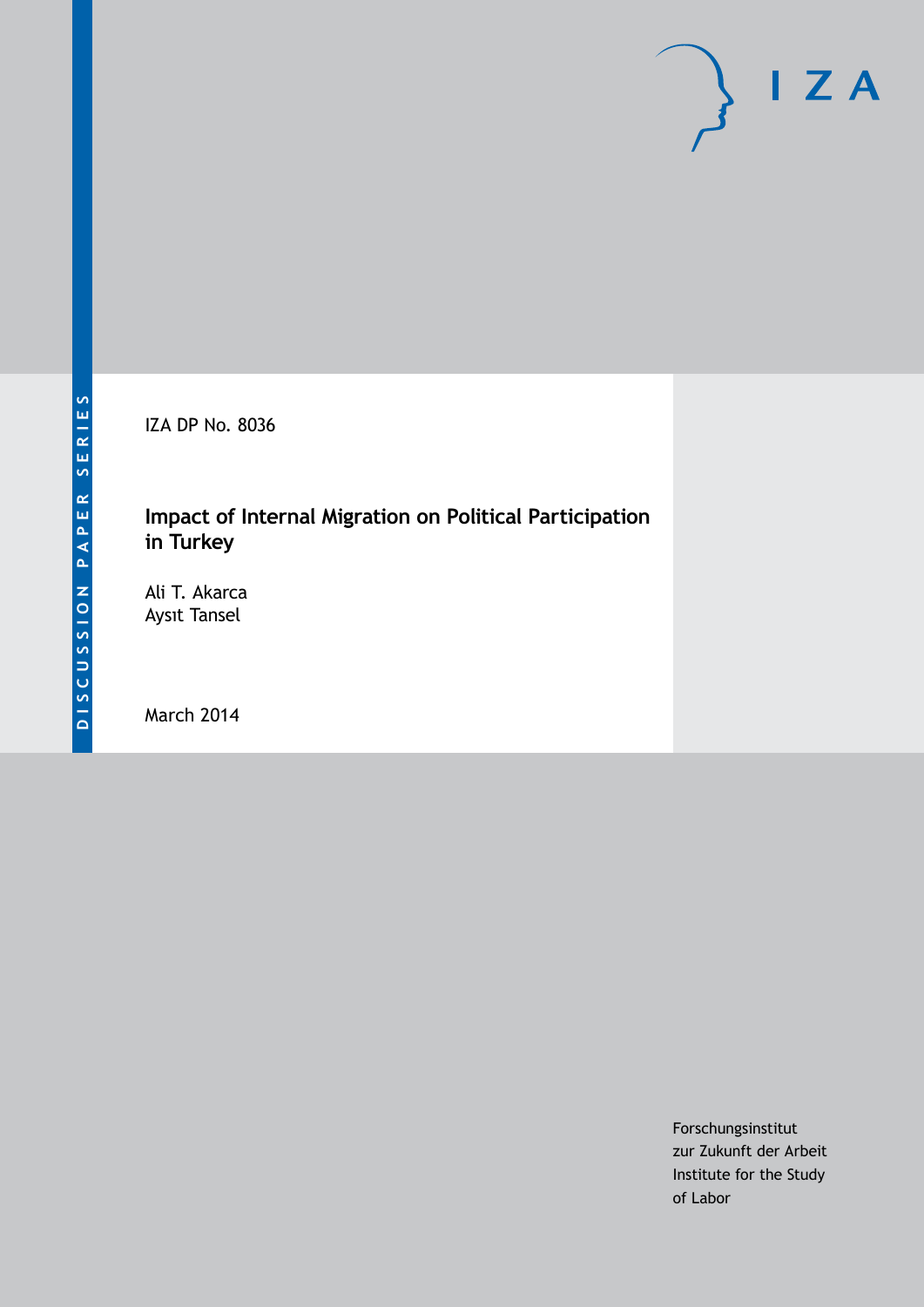DISCUSSION PAPER SERIES

IZA DP No. 8036

# Impact of Internal Migration on Political Participation in Turkey

Ali T. Akarca
Aysıt Tansel

March 2014

Forschungsinstitut
zur Zukunft der Arbeit
Institute for the Study
of Labor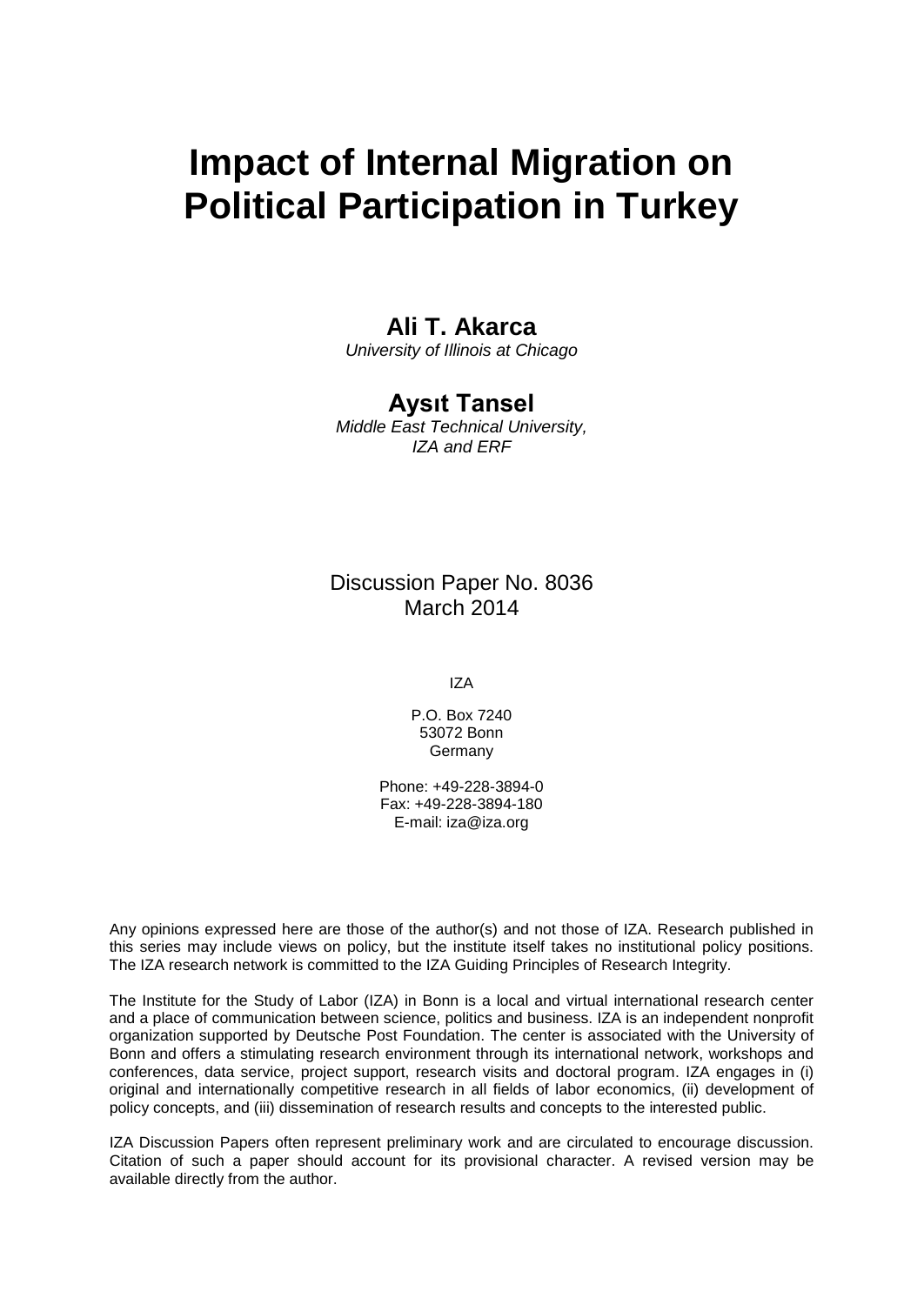# Impact of Internal Migration on Political Participation in Turkey

**Ali T. Akarca**
*University of Illinois at Chicago*

**Aysıt Tansel**
*Middle East Technical University,*
*IZA and ERF*

Discussion Paper No. 8036
March 2014

IZA

P.O. Box 7240
53072 Bonn
Germany

Phone: +49-228-3894-0
Fax: +49-228-3894-180
E-mail: iza@iza.org

Any opinions expressed here are those of the author(s) and not those of IZA. Research published in this series may include views on policy, but the institute itself takes no institutional policy positions. The IZA research network is committed to the IZA Guiding Principles of Research Integrity.

The Institute for the Study of Labor (IZA) in Bonn is a local and virtual international research center and a place of communication between science, politics and business. IZA is an independent nonprofit organization supported by Deutsche Post Foundation. The center is associated with the University of Bonn and offers a stimulating research environment through its international network, workshops and conferences, data service, project support, research visits and doctoral program. IZA engages in (i) original and internationally competitive research in all fields of labor economics, (ii) development of policy concepts, and (iii) dissemination of research results and concepts to the interested public.

IZA Discussion Papers often represent preliminary work and are circulated to encourage discussion. Citation of such a paper should account for its provisional character. A revised version may be available directly from the author.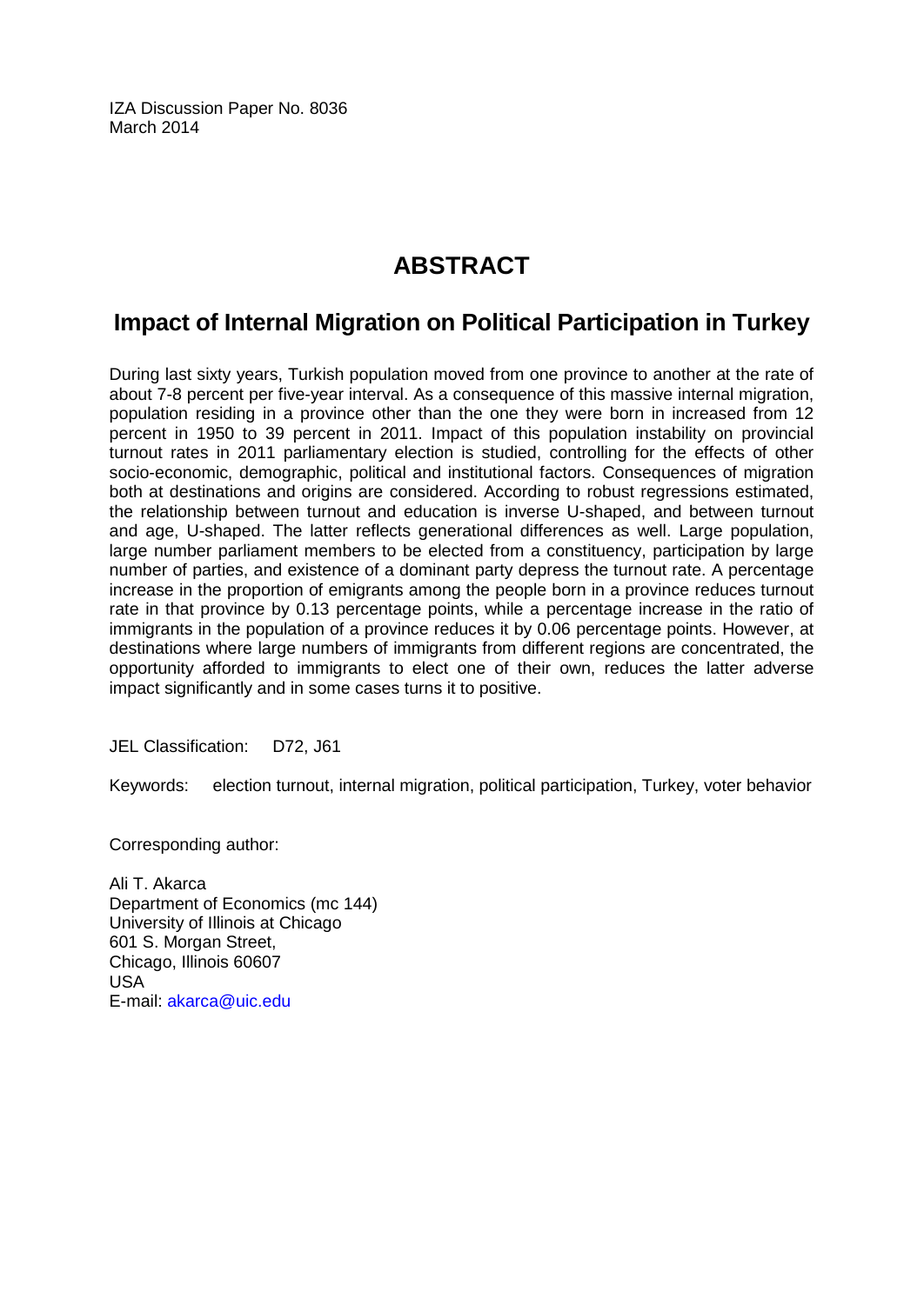IZA Discussion Paper No. 8036
March 2014

# ABSTRACT

## Impact of Internal Migration on Political Participation in Turkey

During last sixty years, Turkish population moved from one province to another at the rate of about 7-8 percent per five-year interval. As a consequence of this massive internal migration, population residing in a province other than the one they were born in increased from 12 percent in 1950 to 39 percent in 2011. Impact of this population instability on provincial turnout rates in 2011 parliamentary election is studied, controlling for the effects of other socio-economic, demographic, political and institutional factors. Consequences of migration both at destinations and origins are considered. According to robust regressions estimated, the relationship between turnout and education is inverse U-shaped, and between turnout and age, U-shaped. The latter reflects generational differences as well. Large population, large number parliament members to be elected from a constituency, participation by large number of parties, and existence of a dominant party depress the turnout rate. A percentage increase in the proportion of emigrants among the people born in a province reduces turnout rate in that province by 0.13 percentage points, while a percentage increase in the ratio of immigrants in the population of a province reduces it by 0.06 percentage points. However, at destinations where large numbers of immigrants from different regions are concentrated, the opportunity afforded to immigrants to elect one of their own, reduces the latter adverse impact significantly and in some cases turns it to positive.

JEL Classification: D72, J61

Keywords: election turnout, internal migration, political participation, Turkey, voter behavior

Corresponding author:

Ali T. Akarca
Department of Economics (mc 144)
University of Illinois at Chicago
601 S. Morgan Street,
Chicago, Illinois 60607
USA
E-mail: akarca@uic.edu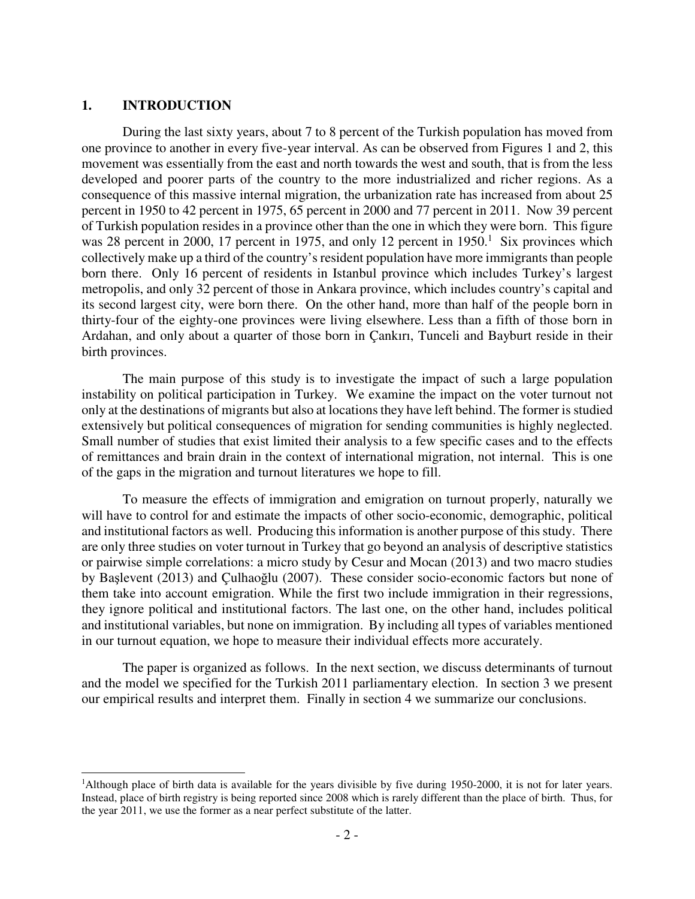# 1. INTRODUCTION

During the last sixty years, about 7 to 8 percent of the Turkish population has moved from one province to another in every five-year interval. As can be observed from Figures 1 and 2, this movement was essentially from the east and north towards the west and south, that is from the less developed and poorer parts of the country to the more industrialized and richer regions. As a consequence of this massive internal migration, the urbanization rate has increased from about 25 percent in 1950 to 42 percent in 1975, 65 percent in 2000 and 77 percent in 2011. Now 39 percent of Turkish population resides in a province other than the one in which they were born. This figure was 28 percent in 2000, 17 percent in 1975, and only 12 percent in 1950.[1] Six provinces which collectively make up a third of the country's resident population have more immigrants than people born there. Only 16 percent of residents in Istanbul province which includes Turkey's largest metropolis, and only 32 percent of those in Ankara province, which includes country's capital and its second largest city, were born there. On the other hand, more than half of the people born in thirty-four of the eighty-one provinces were living elsewhere. Less than a fifth of those born in Ardahan, and only about a quarter of those born in Çankırı, Tunceli and Bayburt reside in their birth provinces.

The main purpose of this study is to investigate the impact of such a large population instability on political participation in Turkey. We examine the impact on the voter turnout not only at the destinations of migrants but also at locations they have left behind. The former is studied extensively but political consequences of migration for sending communities is highly neglected. Small number of studies that exist limited their analysis to a few specific cases and to the effects of remittances and brain drain in the context of international migration, not internal. This is one of the gaps in the migration and turnout literatures we hope to fill.

To measure the effects of immigration and emigration on turnout properly, naturally we will have to control for and estimate the impacts of other socio-economic, demographic, political and institutional factors as well. Producing this information is another purpose of this study. There are only three studies on voter turnout in Turkey that go beyond an analysis of descriptive statistics or pairwise simple correlations: a micro study by Cesur and Mocan (2013) and two macro studies by Başlevent (2013) and Çulhaoğlu (2007). These consider socio-economic factors but none of them take into account emigration. While the first two include immigration in their regressions, they ignore political and institutional factors. The last one, on the other hand, includes political and institutional variables, but none on immigration. By including all types of variables mentioned in our turnout equation, we hope to measure their individual effects more accurately.

The paper is organized as follows. In the next section, we discuss determinants of turnout and the model we specified for the Turkish 2011 parliamentary election. In section 3 we present our empirical results and interpret them. Finally in section 4 we summarize our conclusions.

[1] Although place of birth data is available for the years divisible by five during 1950-2000, it is not for later years. Instead, place of birth registry is being reported since 2008 which is rarely different than the place of birth. Thus, for the year 2011, we use the former as a near perfect substitute of the latter.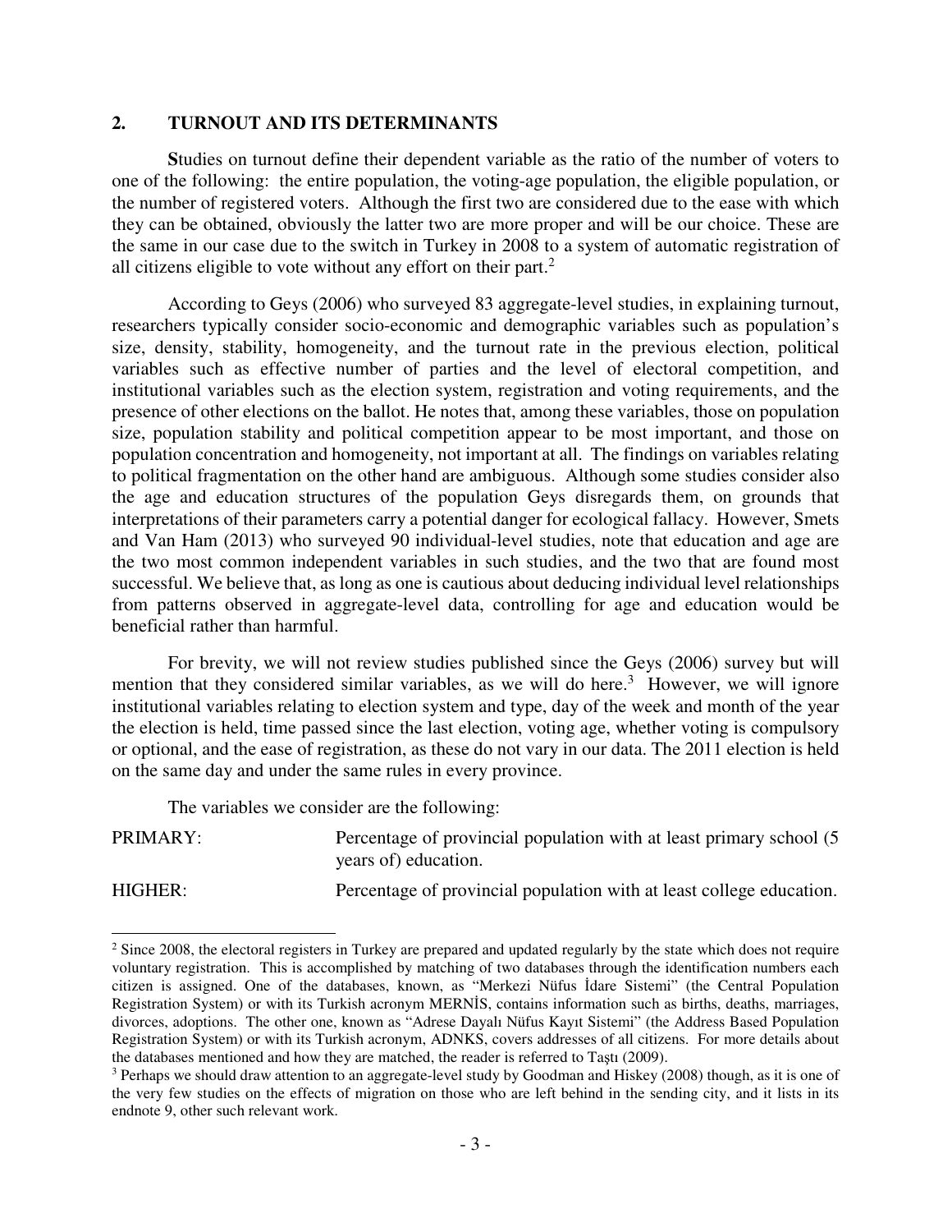## 2. TURNOUT AND ITS DETERMINANTS

**S**tudies on turnout define their dependent variable as the ratio of the number of voters to one of the following: the entire population, the voting-age population, the eligible population, or the number of registered voters. Although the first two are considered due to the ease with which they can be obtained, obviously the latter two are more proper and will be our choice. These are the same in our case due to the switch in Turkey in 2008 to a system of automatic registration of all citizens eligible to vote without any effort on their part.[2]

According to Geys (2006) who surveyed 83 aggregate-level studies, in explaining turnout, researchers typically consider socio-economic and demographic variables such as population's size, density, stability, homogeneity, and the turnout rate in the previous election, political variables such as effective number of parties and the level of electoral competition, and institutional variables such as the election system, registration and voting requirements, and the presence of other elections on the ballot. He notes that, among these variables, those on population size, population stability and political competition appear to be most important, and those on population concentration and homogeneity, not important at all. The findings on variables relating to political fragmentation on the other hand are ambiguous. Although some studies consider also the age and education structures of the population Geys disregards them, on grounds that interpretations of their parameters carry a potential danger for ecological fallacy. However, Smets and Van Ham (2013) who surveyed 90 individual-level studies, note that education and age are the two most common independent variables in such studies, and the two that are found most successful. We believe that, as long as one is cautious about deducing individual level relationships from patterns observed in aggregate-level data, controlling for age and education would be beneficial rather than harmful.

For brevity, we will not review studies published since the Geys (2006) survey but will mention that they considered similar variables, as we will do here.[3] However, we will ignore institutional variables relating to election system and type, day of the week and month of the year the election is held, time passed since the last election, voting age, whether voting is compulsory or optional, and the ease of registration, as these do not vary in our data. The 2011 election is held on the same day and under the same rules in every province.

The variables we consider are the following:

PRIMARY: Percentage of provincial population with at least primary school (5 years of) education.

HIGHER: Percentage of provincial population with at least college education.

---

[2] Since 2008, the electoral registers in Turkey are prepared and updated regularly by the state which does not require voluntary registration. This is accomplished by matching of two databases through the identification numbers each citizen is assigned. One of the databases, known, as "Merkezi Nüfus İdare Sistemi" (the Central Population Registration System) or with its Turkish acronym MERNİS, contains information such as births, deaths, marriages, divorces, adoptions. The other one, known as "Adrese Dayalı Nüfus Kayıt Sistemi" (the Address Based Population Registration System) or with its Turkish acronym, ADNKS, covers addresses of all citizens. For more details about the databases mentioned and how they are matched, the reader is referred to Taştı (2009).

[3] Perhaps we should draw attention to an aggregate-level study by Goodman and Hiskey (2008) though, as it is one of the very few studies on the effects of migration on those who are left behind in the sending city, and it lists in its endnote 9, other such relevant work.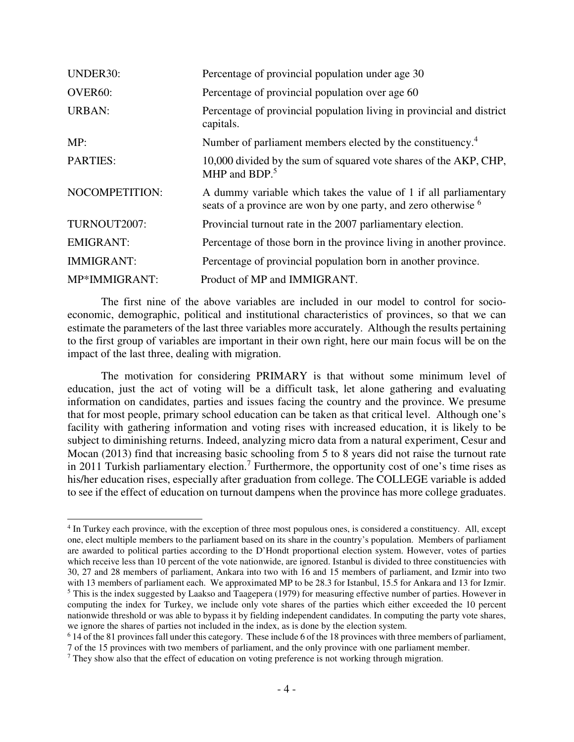| | |
|---|---|
| UNDER30: | Percentage of provincial population under age 30 |
| OVER60: | Percentage of provincial population over age 60 |
| URBAN: | Percentage of provincial population living in provincial and district capitals. |
| MP: | Number of parliament members elected by the constituency.[4] |
| PARTIES: | 10,000 divided by the sum of squared vote shares of the AKP, CHP, MHP and BDP.[5] |
| NOCOMPETITION: | A dummy variable which takes the value of 1 if all parliamentary seats of a province are won by one party, and zero otherwise [6] |
| TURNOUT2007: | Provincial turnout rate in the 2007 parliamentary election. |
| EMIGRANT: | Percentage of those born in the province living in another province. |
| IMMIGRANT: | Percentage of provincial population born in another province. |
| MP*IMMIGRANT: | Product of MP and IMMIGRANT. |

The first nine of the above variables are included in our model to control for socio-economic, demographic, political and institutional characteristics of provinces, so that we can estimate the parameters of the last three variables more accurately. Although the results pertaining to the first group of variables are important in their own right, here our main focus will be on the impact of the last three, dealing with migration.

The motivation for considering PRIMARY is that without some minimum level of education, just the act of voting will be a difficult task, let alone gathering and evaluating information on candidates, parties and issues facing the country and the province. We presume that for most people, primary school education can be taken as that critical level. Although one's facility with gathering information and voting rises with increased education, it is likely to be subject to diminishing returns. Indeed, analyzing micro data from a natural experiment, Cesur and Mocan (2013) find that increasing basic schooling from 5 to 8 years did not raise the turnout rate in 2011 Turkish parliamentary election.[7] Furthermore, the opportunity cost of one's time rises as his/her education rises, especially after graduation from college. The COLLEGE variable is added to see if the effect of education on turnout dampens when the province has more college graduates.

---

[4] In Turkey each province, with the exception of three most populous ones, is considered a constituency. All, except one, elect multiple members to the parliament based on its share in the country's population. Members of parliament are awarded to political parties according to the D'Hondt proportional election system. However, votes of parties which receive less than 10 percent of the vote nationwide, are ignored. Istanbul is divided to three constituencies with 30, 27 and 28 members of parliament, Ankara into two with 16 and 15 members of parliament, and Izmir into two with 13 members of parliament each. We approximated MP to be 28.3 for Istanbul, 15.5 for Ankara and 13 for Izmir.

[5] This is the index suggested by Laakso and Taagepera (1979) for measuring effective number of parties. However in computing the index for Turkey, we include only vote shares of the parties which either exceeded the 10 percent nationwide threshold or was able to bypass it by fielding independent candidates. In computing the party vote shares, we ignore the shares of parties not included in the index, as is done by the election system.

[6] 14 of the 81 provinces fall under this category. These include 6 of the 18 provinces with three members of parliament, 7 of the 15 provinces with two members of parliament, and the only province with one parliament member.

[7] They show also that the effect of education on voting preference is not working through migration.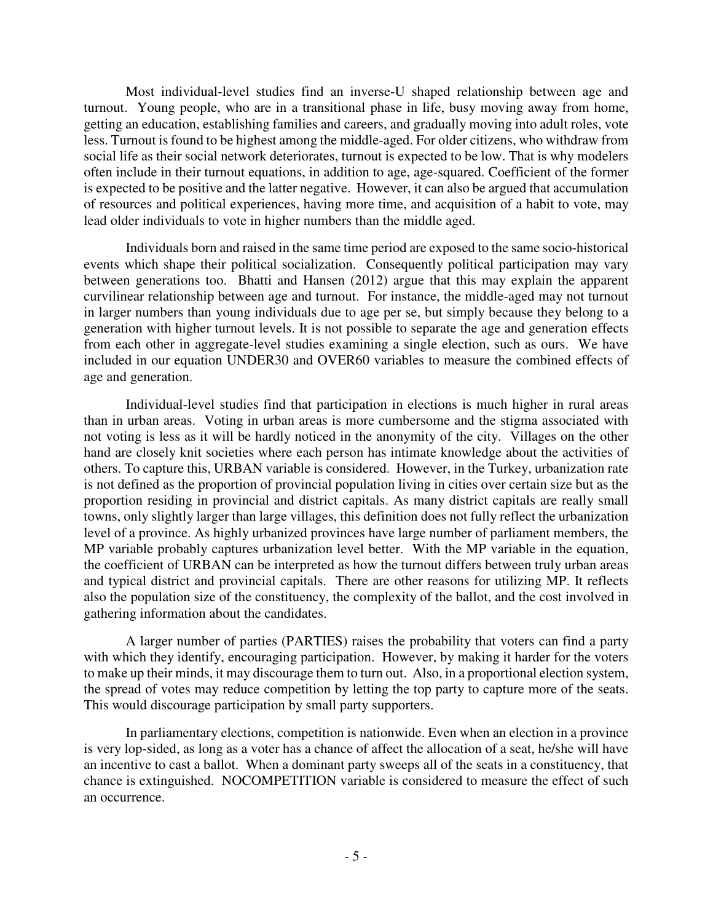Most individual-level studies find an inverse-U shaped relationship between age and turnout. Young people, who are in a transitional phase in life, busy moving away from home, getting an education, establishing families and careers, and gradually moving into adult roles, vote less. Turnout is found to be highest among the middle-aged. For older citizens, who withdraw from social life as their social network deteriorates, turnout is expected to be low. That is why modelers often include in their turnout equations, in addition to age, age-squared. Coefficient of the former is expected to be positive and the latter negative. However, it can also be argued that accumulation of resources and political experiences, having more time, and acquisition of a habit to vote, may lead older individuals to vote in higher numbers than the middle aged.

Individuals born and raised in the same time period are exposed to the same socio-historical events which shape their political socialization. Consequently political participation may vary between generations too. Bhatti and Hansen (2012) argue that this may explain the apparent curvilinear relationship between age and turnout. For instance, the middle-aged may not turnout in larger numbers than young individuals due to age per se, but simply because they belong to a generation with higher turnout levels. It is not possible to separate the age and generation effects from each other in aggregate-level studies examining a single election, such as ours. We have included in our equation UNDER30 and OVER60 variables to measure the combined effects of age and generation.

Individual-level studies find that participation in elections is much higher in rural areas than in urban areas. Voting in urban areas is more cumbersome and the stigma associated with not voting is less as it will be hardly noticed in the anonymity of the city. Villages on the other hand are closely knit societies where each person has intimate knowledge about the activities of others. To capture this, URBAN variable is considered. However, in the Turkey, urbanization rate is not defined as the proportion of provincial population living in cities over certain size but as the proportion residing in provincial and district capitals. As many district capitals are really small towns, only slightly larger than large villages, this definition does not fully reflect the urbanization level of a province. As highly urbanized provinces have large number of parliament members, the MP variable probably captures urbanization level better. With the MP variable in the equation, the coefficient of URBAN can be interpreted as how the turnout differs between truly urban areas and typical district and provincial capitals. There are other reasons for utilizing MP. It reflects also the population size of the constituency, the complexity of the ballot, and the cost involved in gathering information about the candidates.

A larger number of parties (PARTIES) raises the probability that voters can find a party with which they identify, encouraging participation. However, by making it harder for the voters to make up their minds, it may discourage them to turn out. Also, in a proportional election system, the spread of votes may reduce competition by letting the top party to capture more of the seats. This would discourage participation by small party supporters.

In parliamentary elections, competition is nationwide. Even when an election in a province is very lop-sided, as long as a voter has a chance of affect the allocation of a seat, he/she will have an incentive to cast a ballot. When a dominant party sweeps all of the seats in a constituency, that chance is extinguished. NOCOMPETITION variable is considered to measure the effect of such an occurrence.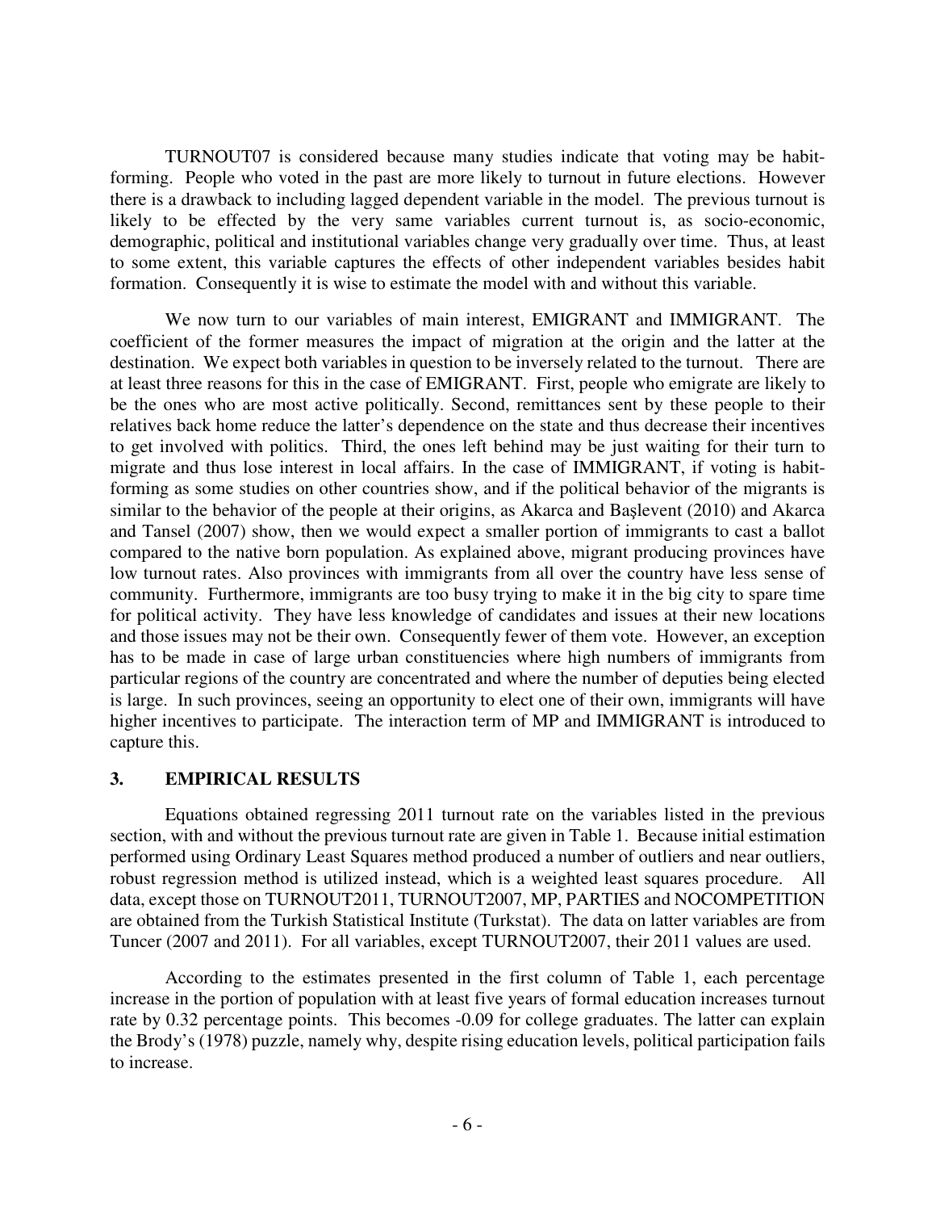TURNOUT07 is considered because many studies indicate that voting may be habit-forming. People who voted in the past are more likely to turnout in future elections. However there is a drawback to including lagged dependent variable in the model. The previous turnout is likely to be effected by the very same variables current turnout is, as socio-economic, demographic, political and institutional variables change very gradually over time. Thus, at least to some extent, this variable captures the effects of other independent variables besides habit formation. Consequently it is wise to estimate the model with and without this variable.

We now turn to our variables of main interest, EMIGRANT and IMMIGRANT. The coefficient of the former measures the impact of migration at the origin and the latter at the destination. We expect both variables in question to be inversely related to the turnout. There are at least three reasons for this in the case of EMIGRANT. First, people who emigrate are likely to be the ones who are most active politically. Second, remittances sent by these people to their relatives back home reduce the latter's dependence on the state and thus decrease their incentives to get involved with politics. Third, the ones left behind may be just waiting for their turn to migrate and thus lose interest in local affairs. In the case of IMMIGRANT, if voting is habit-forming as some studies on other countries show, and if the political behavior of the migrants is similar to the behavior of the people at their origins, as Akarca and Başlevent (2010) and Akarca and Tansel (2007) show, then we would expect a smaller portion of immigrants to cast a ballot compared to the native born population. As explained above, migrant producing provinces have low turnout rates. Also provinces with immigrants from all over the country have less sense of community. Furthermore, immigrants are too busy trying to make it in the big city to spare time for political activity. They have less knowledge of candidates and issues at their new locations and those issues may not be their own. Consequently fewer of them vote. However, an exception has to be made in case of large urban constituencies where high numbers of immigrants from particular regions of the country are concentrated and where the number of deputies being elected is large. In such provinces, seeing an opportunity to elect one of their own, immigrants will have higher incentives to participate. The interaction term of MP and IMMIGRANT is introduced to capture this.

## 3. EMPIRICAL RESULTS

Equations obtained regressing 2011 turnout rate on the variables listed in the previous section, with and without the previous turnout rate are given in Table 1. Because initial estimation performed using Ordinary Least Squares method produced a number of outliers and near outliers, robust regression method is utilized instead, which is a weighted least squares procedure. All data, except those on TURNOUT2011, TURNOUT2007, MP, PARTIES and NOCOMPETITION are obtained from the Turkish Statistical Institute (Turkstat). The data on latter variables are from Tuncer (2007 and 2011). For all variables, except TURNOUT2007, their 2011 values are used.

According to the estimates presented in the first column of Table 1, each percentage increase in the portion of population with at least five years of formal education increases turnout rate by 0.32 percentage points. This becomes -0.09 for college graduates. The latter can explain the Brody's (1978) puzzle, namely why, despite rising education levels, political participation fails to increase.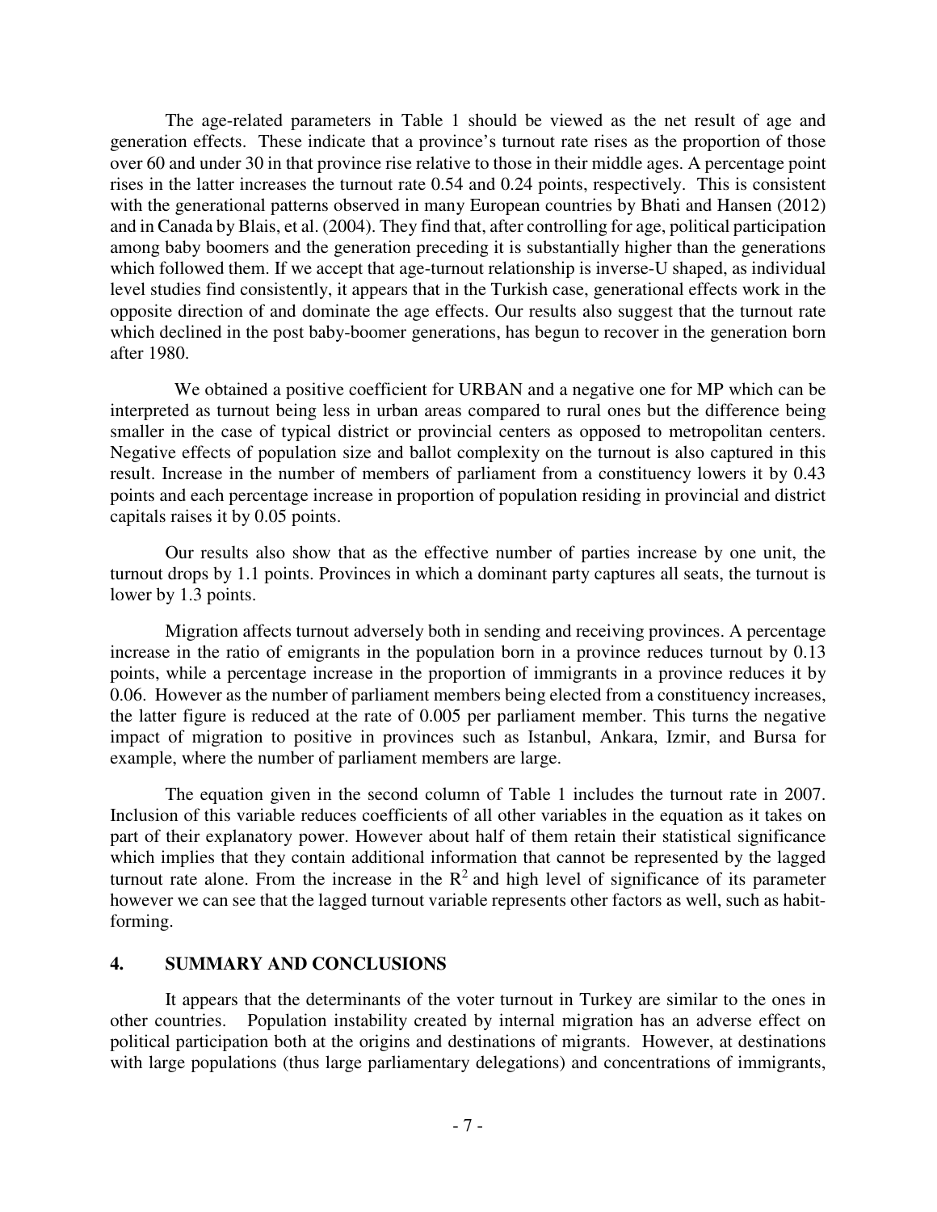The age-related parameters in Table 1 should be viewed as the net result of age and generation effects. These indicate that a province's turnout rate rises as the proportion of those over 60 and under 30 in that province rise relative to those in their middle ages. A percentage point rises in the latter increases the turnout rate 0.54 and 0.24 points, respectively. This is consistent with the generational patterns observed in many European countries by Bhati and Hansen (2012) and in Canada by Blais, et al. (2004). They find that, after controlling for age, political participation among baby boomers and the generation preceding it is substantially higher than the generations which followed them. If we accept that age-turnout relationship is inverse-U shaped, as individual level studies find consistently, it appears that in the Turkish case, generational effects work in the opposite direction of and dominate the age effects. Our results also suggest that the turnout rate which declined in the post baby-boomer generations, has begun to recover in the generation born after 1980.

We obtained a positive coefficient for URBAN and a negative one for MP which can be interpreted as turnout being less in urban areas compared to rural ones but the difference being smaller in the case of typical district or provincial centers as opposed to metropolitan centers. Negative effects of population size and ballot complexity on the turnout is also captured in this result. Increase in the number of members of parliament from a constituency lowers it by 0.43 points and each percentage increase in proportion of population residing in provincial and district capitals raises it by 0.05 points.

Our results also show that as the effective number of parties increase by one unit, the turnout drops by 1.1 points. Provinces in which a dominant party captures all seats, the turnout is lower by 1.3 points.

Migration affects turnout adversely both in sending and receiving provinces. A percentage increase in the ratio of emigrants in the population born in a province reduces turnout by 0.13 points, while a percentage increase in the proportion of immigrants in a province reduces it by 0.06. However as the number of parliament members being elected from a constituency increases, the latter figure is reduced at the rate of 0.005 per parliament member. This turns the negative impact of migration to positive in provinces such as Istanbul, Ankara, Izmir, and Bursa for example, where the number of parliament members are large.

The equation given in the second column of Table 1 includes the turnout rate in 2007. Inclusion of this variable reduces coefficients of all other variables in the equation as it takes on part of their explanatory power. However about half of them retain their statistical significance which implies that they contain additional information that cannot be represented by the lagged turnout rate alone. From the increase in the $R^2$ and high level of significance of its parameter however we can see that the lagged turnout variable represents other factors as well, such as habit-forming.

## 4. SUMMARY AND CONCLUSIONS

It appears that the determinants of the voter turnout in Turkey are similar to the ones in other countries. Population instability created by internal migration has an adverse effect on political participation both at the origins and destinations of migrants. However, at destinations with large populations (thus large parliamentary delegations) and concentrations of immigrants,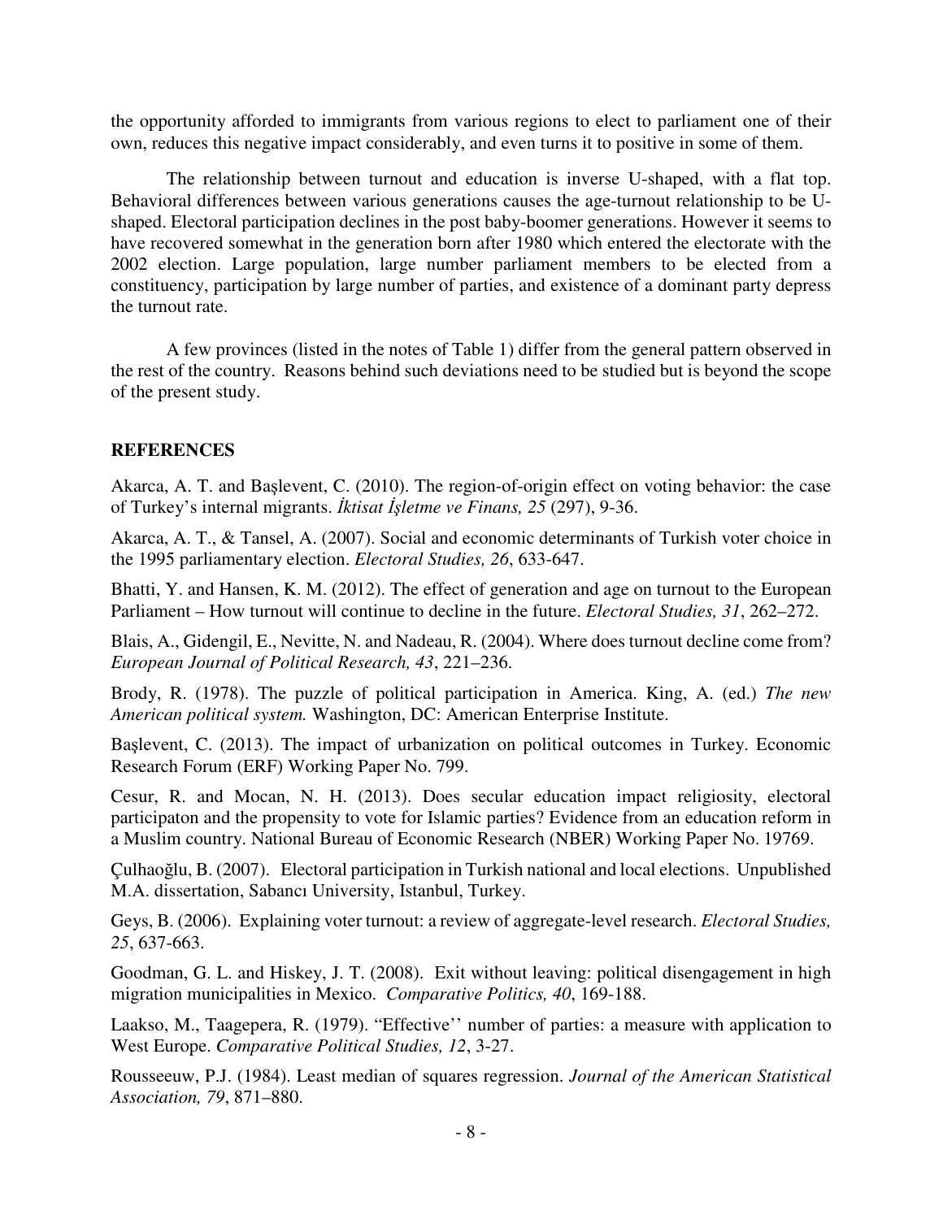the opportunity afforded to immigrants from various regions to elect to parliament one of their own, reduces this negative impact considerably, and even turns it to positive in some of them.

The relationship between turnout and education is inverse U-shaped, with a flat top. Behavioral differences between various generations causes the age-turnout relationship to be U-shaped. Electoral participation declines in the post baby-boomer generations. However it seems to have recovered somewhat in the generation born after 1980 which entered the electorate with the 2002 election. Large population, large number parliament members to be elected from a constituency, participation by large number of parties, and existence of a dominant party depress the turnout rate.

A few provinces (listed in the notes of Table 1) differ from the general pattern observed in the rest of the country. Reasons behind such deviations need to be studied but is beyond the scope of the present study.

## REFERENCES

Akarca, A. T. and Başlevent, C. (2010). The region-of-origin effect on voting behavior: the case of Turkey's internal migrants. *İktisat İşletme ve Finans, 25* (297), 9-36.

Akarca, A. T., & Tansel, A. (2007). Social and economic determinants of Turkish voter choice in the 1995 parliamentary election. *Electoral Studies, 26*, 633-647.

Bhatti, Y. and Hansen, K. M. (2012). The effect of generation and age on turnout to the European Parliament – How turnout will continue to decline in the future. *Electoral Studies, 31*, 262–272.

Blais, A., Gidengil, E., Nevitte, N. and Nadeau, R. (2004). Where does turnout decline come from? *European Journal of Political Research, 43*, 221–236.

Brody, R. (1978). The puzzle of political participation in America. King, A. (ed.) *The new American political system.* Washington, DC: American Enterprise Institute.

Başlevent, C. (2013). The impact of urbanization on political outcomes in Turkey. Economic Research Forum (ERF) Working Paper No. 799.

Cesur, R. and Mocan, N. H. (2013). Does secular education impact religiosity, electoral participaton and the propensity to vote for Islamic parties? Evidence from an education reform in a Muslim country. National Bureau of Economic Research (NBER) Working Paper No. 19769.

Çulhaoğlu, B. (2007). Electoral participation in Turkish national and local elections. Unpublished M.A. dissertation, Sabancı University, Istanbul, Turkey.

Geys, B. (2006). Explaining voter turnout: a review of aggregate-level research. *Electoral Studies, 25*, 637-663.

Goodman, G. L. and Hiskey, J. T. (2008). Exit without leaving: political disengagement in high migration municipalities in Mexico. *Comparative Politics, 40*, 169-188.

Laakso, M., Taagepera, R. (1979). "Effective'' number of parties: a measure with application to West Europe. *Comparative Political Studies, 12*, 3-27.

Rousseeuw, P.J. (1984). Least median of squares regression. *Journal of the American Statistical Association, 79*, 871–880.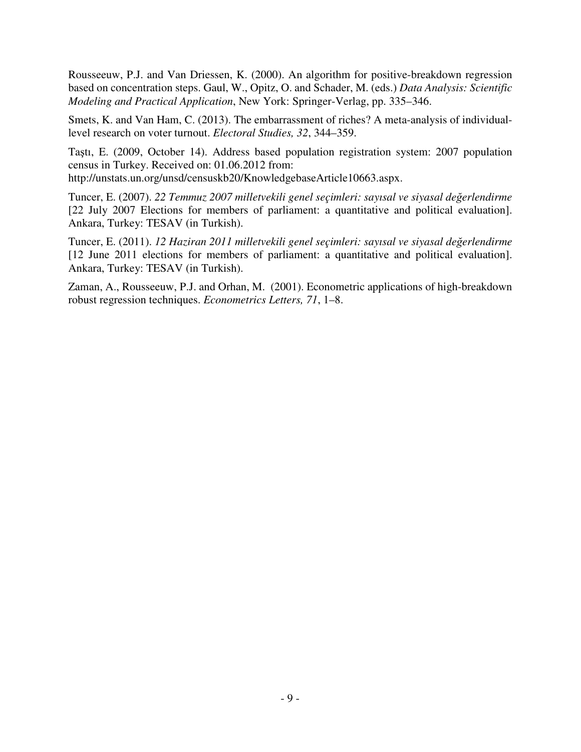Rousseeuw, P.J. and Van Driessen, K. (2000). An algorithm for positive-breakdown regression based on concentration steps. Gaul, W., Opitz, O. and Schader, M. (eds.) *Data Analysis: Scientific Modeling and Practical Application*, New York: Springer-Verlag, pp. 335–346.

Smets, K. and Van Ham, C. (2013). The embarrassment of riches? A meta-analysis of individual-level research on voter turnout. *Electoral Studies, 32*, 344–359.

Taştı, E. (2009, October 14). Address based population registration system: 2007 population census in Turkey. Received on: 01.06.2012 from: http://unstats.un.org/unsd/censuskb20/KnowledgebaseArticle10663.aspx.

Tuncer, E. (2007). *22 Temmuz 2007 milletvekili genel seçimleri: sayısal ve siyasal değerlendirme* [22 July 2007 Elections for members of parliament: a quantitative and political evaluation]. Ankara, Turkey: TESAV (in Turkish).

Tuncer, E. (2011). *12 Haziran 2011 milletvekili genel seçimleri: sayısal ve siyasal değerlendirme* [12 June 2011 elections for members of parliament: a quantitative and political evaluation]. Ankara, Turkey: TESAV (in Turkish).

Zaman, A., Rousseeuw, P.J. and Orhan, M. (2001). Econometric applications of high-breakdown robust regression techniques. *Econometrics Letters, 71*, 1–8.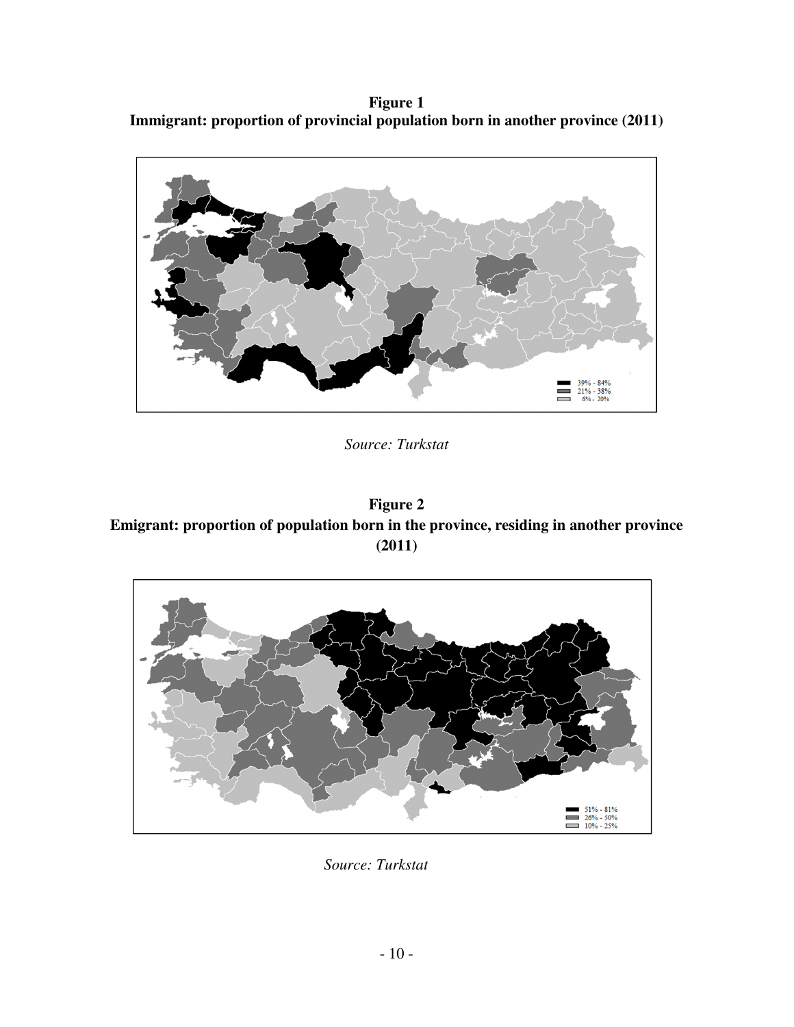**Figure 1**
**Immigrant: proportion of provincial population born in another province (2011)**

*Source: Turkstat*

**Figure 2**
**Emigrant: proportion of population born in the province, residing in another province (2011)**

*Source: Turkstat*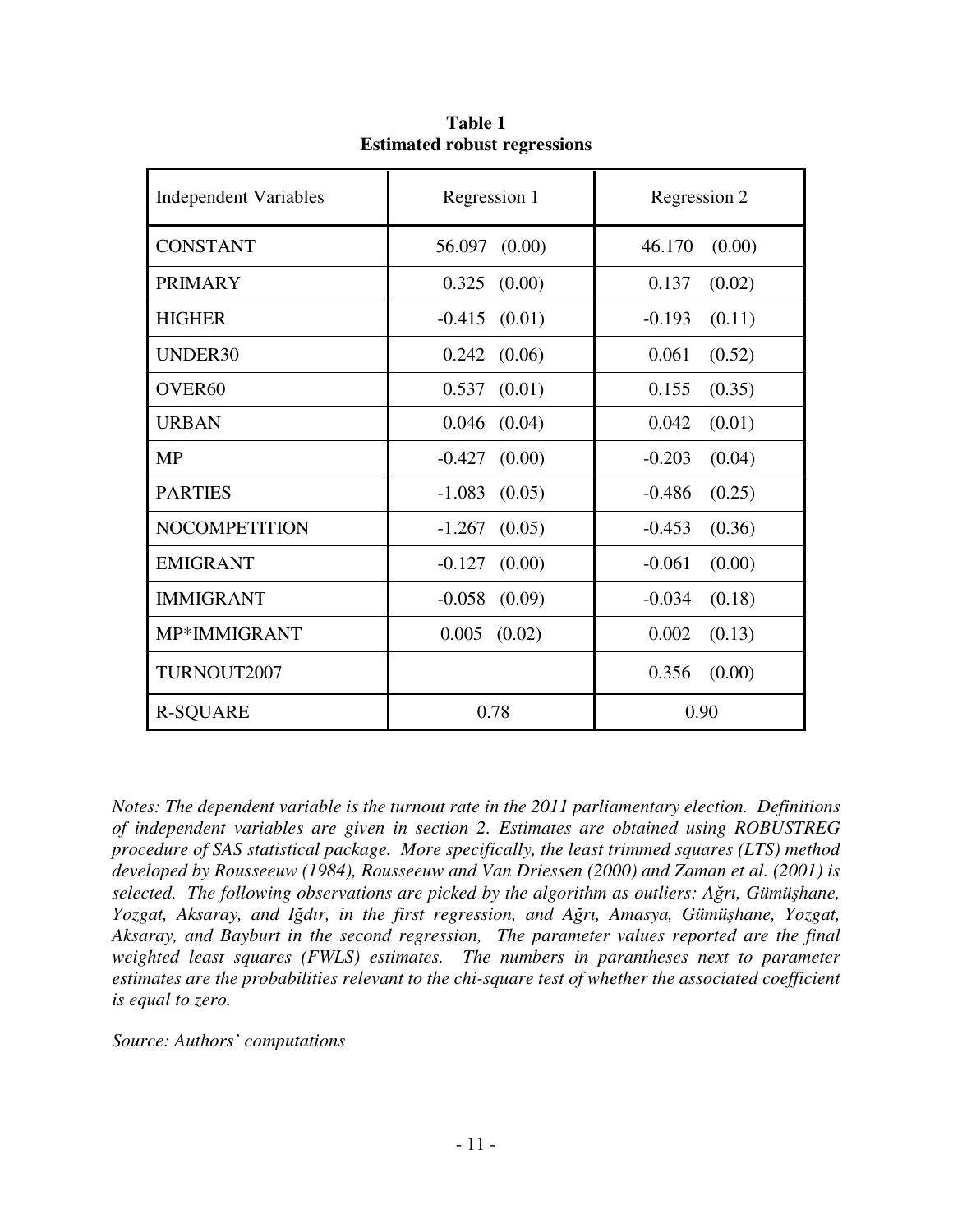**Table 1**
**Estimated robust regressions**

| Independent Variables | Regression 1 | Regression 2 |
|---|---|---|
| CONSTANT | 56.097 (0.00) | 46.170 (0.00) |
| PRIMARY | 0.325 (0.00) | 0.137 (0.02) |
| HIGHER | -0.415 (0.01) | -0.193 (0.11) |
| UNDER30 | 0.242 (0.06) | 0.061 (0.52) |
| OVER60 | 0.537 (0.01) | 0.155 (0.35) |
| URBAN | 0.046 (0.04) | 0.042 (0.01) |
| MP | -0.427 (0.00) | -0.203 (0.04) |
| PARTIES | -1.083 (0.05) | -0.486 (0.25) |
| NOCOMPETITION | -1.267 (0.05) | -0.453 (0.36) |
| EMIGRANT | -0.127 (0.00) | -0.061 (0.00) |
| IMMIGRANT | -0.058 (0.09) | -0.034 (0.18) |
| MP*IMMIGRANT | 0.005 (0.02) | 0.002 (0.13) |
| TURNOUT2007 | | 0.356 (0.00) |
| R-SQUARE | 0.78 | 0.90 |

*Notes: The dependent variable is the turnout rate in the 2011 parliamentary election. Definitions of independent variables are given in section 2. Estimates are obtained using ROBUSTREG procedure of SAS statistical package. More specifically, the least trimmed squares (LTS) method developed by Rousseeuw (1984), Rousseeuw and Van Driessen (2000) and Zaman et al. (2001) is selected. The following observations are picked by the algorithm as outliers: Ağrı, Gümüşhane, Yozgat, Aksaray, and Iğdır, in the first regression, and Ağrı, Amasya, Gümüşhane, Yozgat, Aksaray, and Bayburt in the second regression, The parameter values reported are the final weighted least squares (FWLS) estimates. The numbers in parantheses next to parameter estimates are the probabilities relevant to the chi-square test of whether the associated coefficient is equal to zero.*

*Source: Authors' computations*